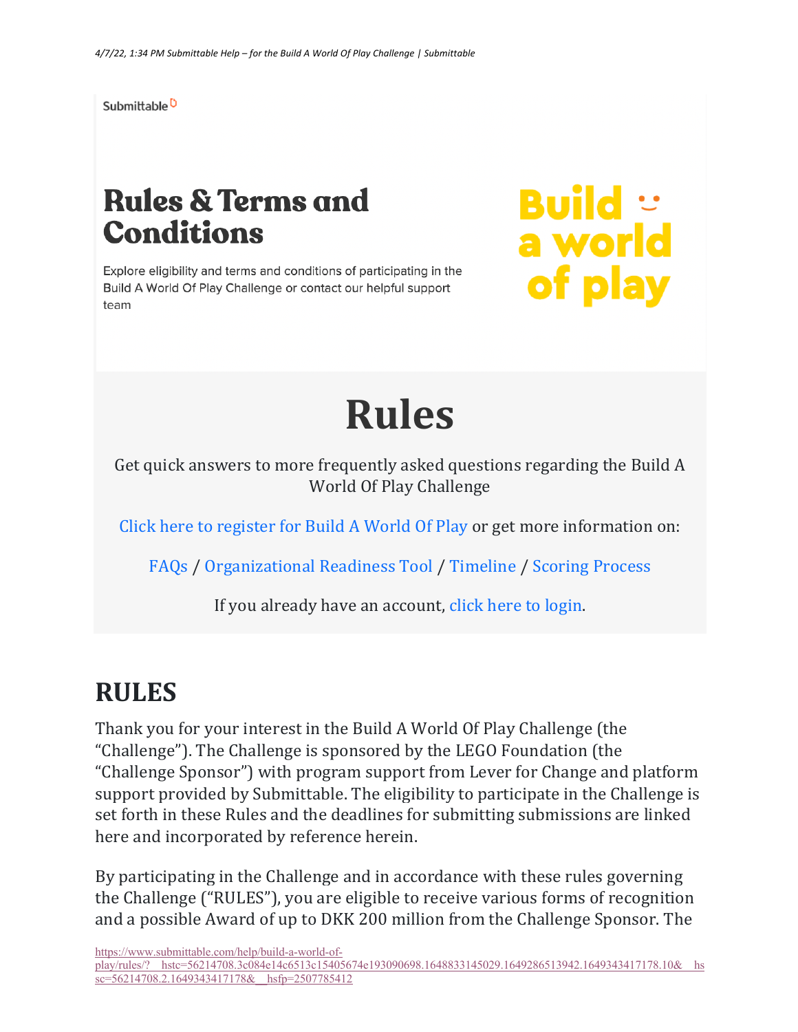Submittable

# Rules & Terms and Conditions

Explore eligibility and terms and conditions of participating in the Build A World Of Play Challenge or contact our helpful support team

Build a world of play

# Rules

Get quick answers to more frequently asked questions regarding the Build A World Of Play Challenge

Click here to register for Build A World Of Play or get more information on:

FAQs / Organizational Readiness Tool / Timeline / Scoring Process

If you already have an account, click here to login.

## RULES

Thank you for your interest in the Build A World Of Play Challenge (the "Challenge"). The Challenge is sponsored by the LEGO Foundation (the "Challenge Sponsor") with program support from Lever for Change and platform support provided by Submittable. The eligibility to participate in the Challenge is set forth in these Rules and the deadlines for submitting submissions are linked here and incorporated by reference herein.

By participating in the Challenge and in accordance with these rules governing the Challenge ("RULES"), you are eligible to receive various forms of recognition and a possible Award of up to DKK 200 million from the Challenge Sponsor. The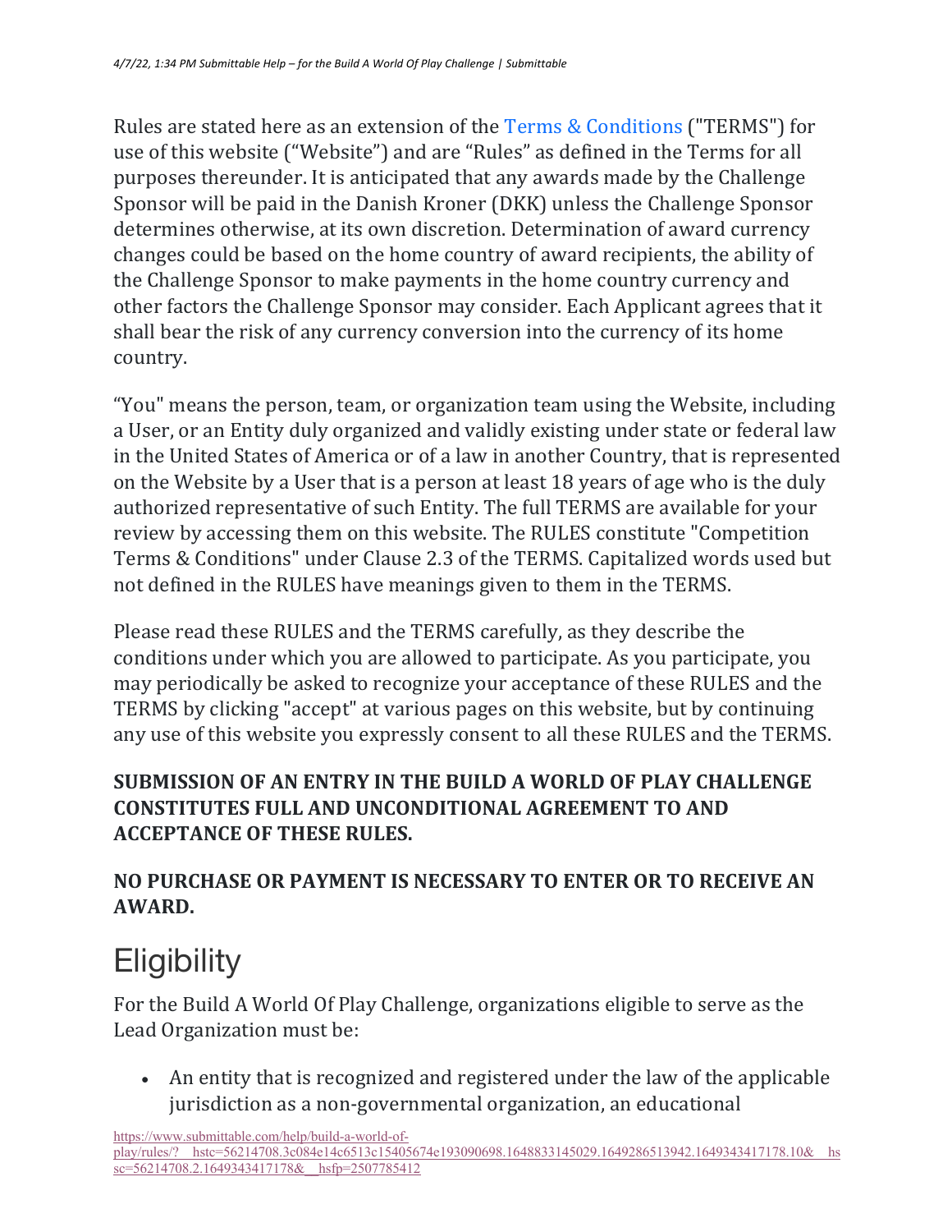Rules are stated here as an extension of the Terms & Conditions ("TERMS") for use of this website ("Website") and are "Rules" as defined in the Terms for all purposes thereunder. It is anticipated that any awards made by the Challenge Sponsor will be paid in the Danish Kroner (DKK) unless the Challenge Sponsor determines otherwise, at its own discretion. Determination of award currency changes could be based on the home country of award recipients, the ability of the Challenge Sponsor to make payments in the home country currency and other factors the Challenge Sponsor may consider. Each Applicant agrees that it shall bear the risk of any currency conversion into the currency of its home country.

"You" means the person, team, or organization team using the Website, including a User, or an Entity duly organized and validly existing under state or federal law in the United States of America or of a law in another Country, that is represented on the Website by a User that is a person at least 18 years of age who is the duly authorized representative of such Entity. The full TERMS are available for your review by accessing them on this website. The RULES constitute "Competition Terms & Conditions" under Clause 2.3 of the TERMS. Capitalized words used but not defined in the RULES have meanings given to them in the TERMS.

Please read these RULES and the TERMS carefully, as they describe the conditions under which you are allowed to participate. As you participate, you may periodically be asked to recognize your acceptance of these RULES and the TERMS by clicking "accept" at various pages on this website, but by continuing any use of this website you expressly consent to all these RULES and the TERMS.

**SUBMISSION OF AN ENTRY IN THE BUILD A WORLD OF PLAY CHALLENGE CONSTITUTES FULL AND UNCONDITIONAL AGREEMENT TO AND ACCEPTANCE OF THESE RULES.**

**NO PURCHASE OR PAYMENT IS NECESSARY TO ENTER OR TO RECEIVE AN AWARD.**

# Eligibility

For the Build A World Of Play Challenge, organizations eligible to serve as the Lead Organization must be:

- An entity that is recognized and registered under the law of the applicable jurisdiction as a non-governmental organization, an educational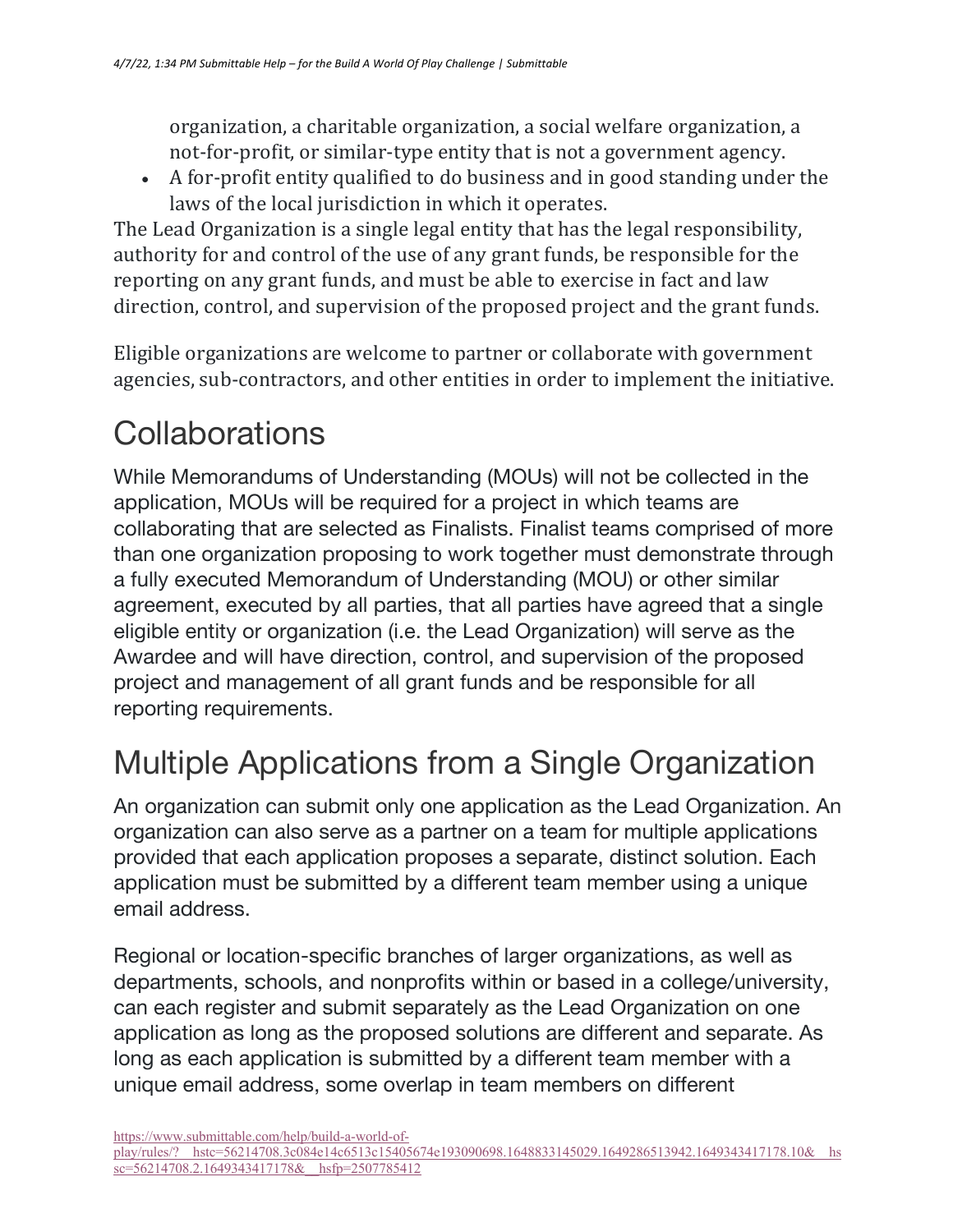organization, a charitable organization, a social welfare organization, a not-for-profit, or similar-type entity that is not a government agency.

- A for-profit entity qualified to do business and in good standing under the laws of the local jurisdiction in which it operates.

The Lead Organization is a single legal entity that has the legal responsibility, authority for and control of the use of any grant funds, be responsible for the reporting on any grant funds, and must be able to exercise in fact and law direction, control, and supervision of the proposed project and the grant funds.

Eligible organizations are welcome to partner or collaborate with government agencies, sub-contractors, and other entities in order to implement the initiative.

# Collaborations

While Memorandums of Understanding (MOUs) will not be collected in the application, MOUs will be required for a project in which teams are collaborating that are selected as Finalists. Finalist teams comprised of more than one organization proposing to work together must demonstrate through a fully executed Memorandum of Understanding (MOU) or other similar agreement, executed by all parties, that all parties have agreed that a single eligible entity or organization (i.e. the Lead Organization) will serve as the Awardee and will have direction, control, and supervision of the proposed project and management of all grant funds and be responsible for all reporting requirements.

# Multiple Applications from a Single Organization

An organization can submit only one application as the Lead Organization. An organization can also serve as a partner on a team for multiple applications provided that each application proposes a separate, distinct solution. Each application must be submitted by a different team member using a unique email address.

Regional or location-specific branches of larger organizations, as well as departments, schools, and nonprofits within or based in a college/university, can each register and submit separately as the Lead Organization on one application as long as the proposed solutions are different and separate. As long as each application is submitted by a different team member with a unique email address, some overlap in team members on different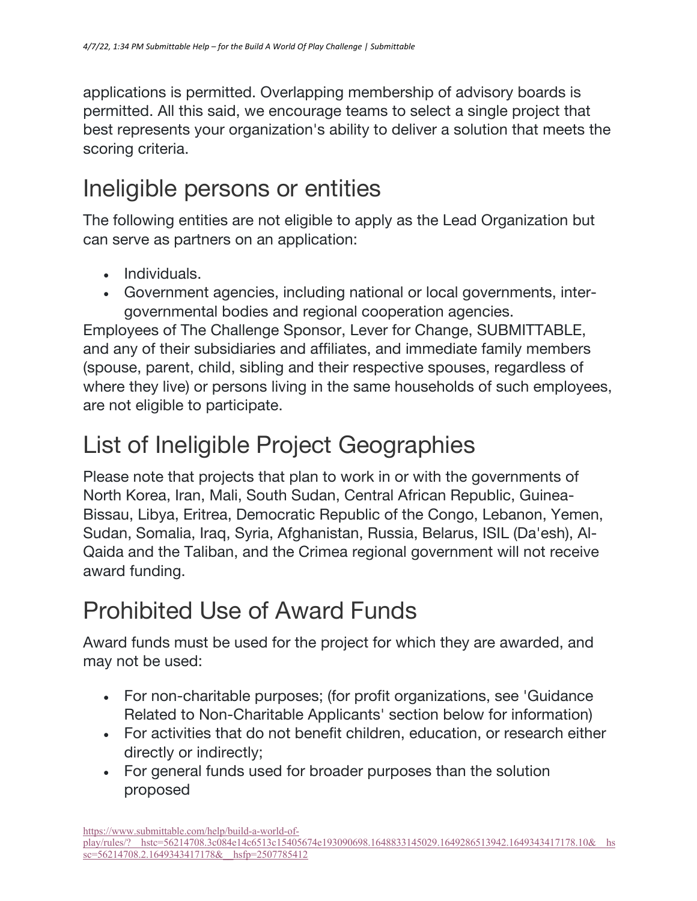applications is permitted. Overlapping membership of advisory boards is permitted. All this said, we encourage teams to select a single project that best represents your organization's ability to deliver a solution that meets the scoring criteria.

## Ineligible persons or entities

The following entities are not eligible to apply as the Lead Organization but can serve as partners on an application:

- Individuals.
- Government agencies, including national or local governments, inter-governmental bodies and regional cooperation agencies.

Employees of The Challenge Sponsor, Lever for Change, SUBMITTABLE, and any of their subsidiaries and affiliates, and immediate family members (spouse, parent, child, sibling and their respective spouses, regardless of where they live) or persons living in the same households of such employees, are not eligible to participate.

## List of Ineligible Project Geographies

Please note that projects that plan to work in or with the governments of North Korea, Iran, Mali, South Sudan, Central African Republic, Guinea-Bissau, Libya, Eritrea, Democratic Republic of the Congo, Lebanon, Yemen, Sudan, Somalia, Iraq, Syria, Afghanistan, Russia, Belarus, ISIL (Da'esh), Al-Qaida and the Taliban, and the Crimea regional government will not receive award funding.

## Prohibited Use of Award Funds

Award funds must be used for the project for which they are awarded, and may not be used:

- For non-charitable purposes; (for profit organizations, see 'Guidance Related to Non-Charitable Applicants' section below for information)
- For activities that do not benefit children, education, or research either directly or indirectly;
- For general funds used for broader purposes than the solution proposed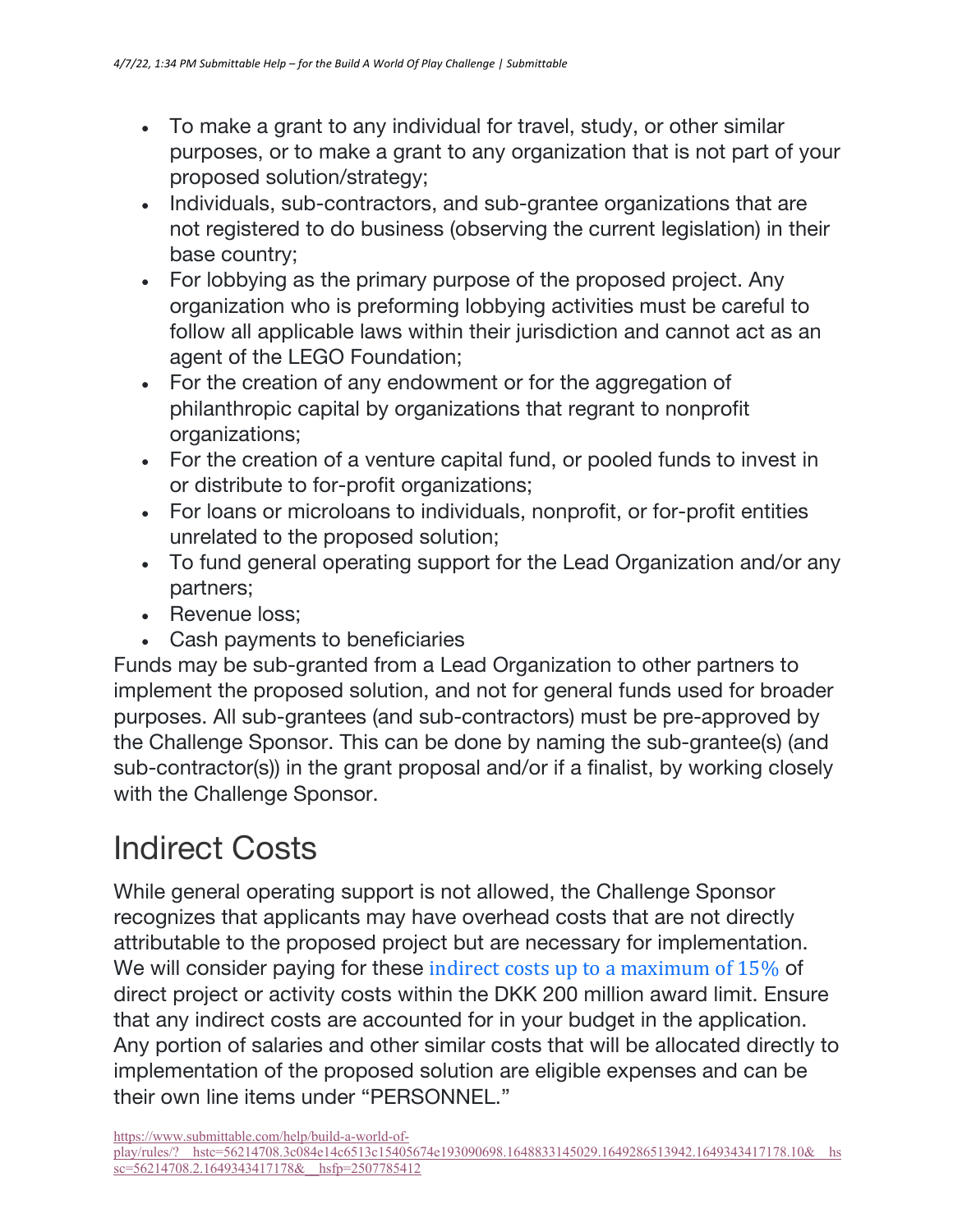- To make a grant to any individual for travel, study, or other similar purposes, or to make a grant to any organization that is not part of your proposed solution/strategy;
- Individuals, sub-contractors, and sub-grantee organizations that are not registered to do business (observing the current legislation) in their base country;
- For lobbying as the primary purpose of the proposed project. Any organization who is preforming lobbying activities must be careful to follow all applicable laws within their jurisdiction and cannot act as an agent of the LEGO Foundation;
- For the creation of any endowment or for the aggregation of philanthropic capital by organizations that regrant to nonprofit organizations;
- For the creation of a venture capital fund, or pooled funds to invest in or distribute to for-profit organizations;
- For loans or microloans to individuals, nonprofit, or for-profit entities unrelated to the proposed solution;
- To fund general operating support for the Lead Organization and/or any partners;
- Revenue loss;
- Cash payments to beneficiaries

Funds may be sub-granted from a Lead Organization to other partners to implement the proposed solution, and not for general funds used for broader purposes. All sub-grantees (and sub-contractors) must be pre-approved by the Challenge Sponsor. This can be done by naming the sub-grantee(s) (and sub-contractor(s)) in the grant proposal and/or if a finalist, by working closely with the Challenge Sponsor.

# Indirect Costs

While general operating support is not allowed, the Challenge Sponsor recognizes that applicants may have overhead costs that are not directly attributable to the proposed project but are necessary for implementation. We will consider paying for these indirect costs up to a maximum of 15% of direct project or activity costs within the DKK 200 million award limit. Ensure that any indirect costs are accounted for in your budget in the application. Any portion of salaries and other similar costs that will be allocated directly to implementation of the proposed solution are eligible expenses and can be their own line items under "PERSONNEL."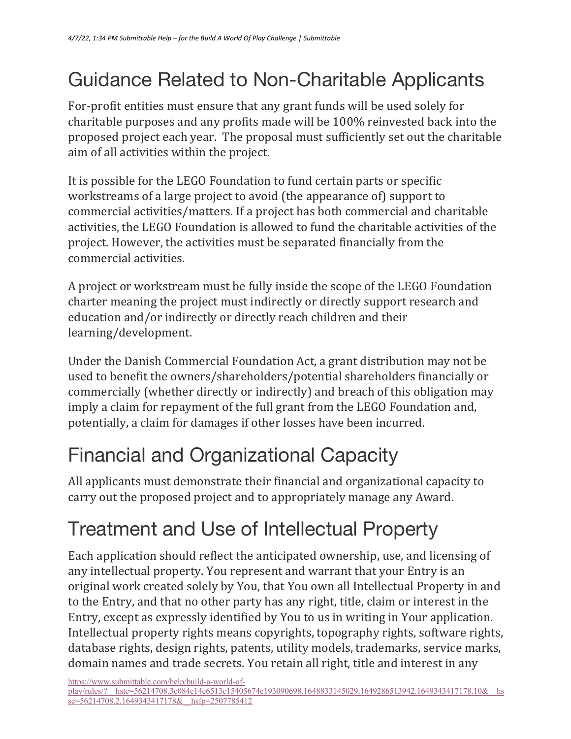# Guidance Related to Non-Charitable Applicants

For-profit entities must ensure that any grant funds will be used solely for charitable purposes and any profits made will be 100% reinvested back into the proposed project each year. The proposal must sufficiently set out the charitable aim of all activities within the project.

It is possible for the LEGO Foundation to fund certain parts or specific workstreams of a large project to avoid (the appearance of) support to commercial activities/matters. If a project has both commercial and charitable activities, the LEGO Foundation is allowed to fund the charitable activities of the project. However, the activities must be separated financially from the commercial activities.

A project or workstream must be fully inside the scope of the LEGO Foundation charter meaning the project must indirectly or directly support research and education and/or indirectly or directly reach children and their learning/development.

Under the Danish Commercial Foundation Act, a grant distribution may not be used to benefit the owners/shareholders/potential shareholders financially or commercially (whether directly or indirectly) and breach of this obligation may imply a claim for repayment of the full grant from the LEGO Foundation and, potentially, a claim for damages if other losses have been incurred.

# Financial and Organizational Capacity

All applicants must demonstrate their financial and organizational capacity to carry out the proposed project and to appropriately manage any Award.

# Treatment and Use of Intellectual Property

Each application should reflect the anticipated ownership, use, and licensing of any intellectual property. You represent and warrant that your Entry is an original work created solely by You, that You own all Intellectual Property in and to the Entry, and that no other party has any right, title, claim or interest in the Entry, except as expressly identified by You to us in writing in Your application. Intellectual property rights means copyrights, topography rights, software rights, database rights, design rights, patents, utility models, trademarks, service marks, domain names and trade secrets. You retain all right, title and interest in any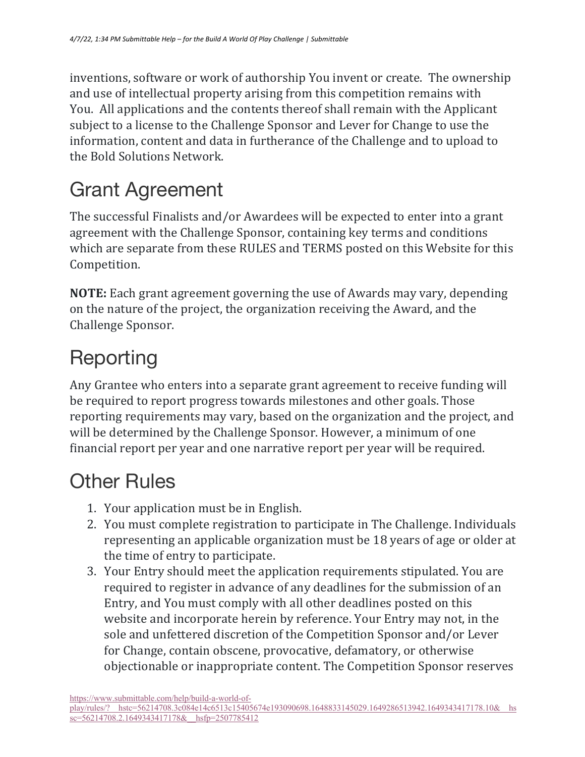inventions, software or work of authorship You invent or create. The ownership and use of intellectual property arising from this competition remains with You. All applications and the contents thereof shall remain with the Applicant subject to a license to the Challenge Sponsor and Lever for Change to use the information, content and data in furtherance of the Challenge and to upload to the Bold Solutions Network.

## Grant Agreement

The successful Finalists and/or Awardees will be expected to enter into a grant agreement with the Challenge Sponsor, containing key terms and conditions which are separate from these RULES and TERMS posted on this Website for this Competition.

**NOTE:** Each grant agreement governing the use of Awards may vary, depending on the nature of the project, the organization receiving the Award, and the Challenge Sponsor.

## Reporting

Any Grantee who enters into a separate grant agreement to receive funding will be required to report progress towards milestones and other goals. Those reporting requirements may vary, based on the organization and the project, and will be determined by the Challenge Sponsor. However, a minimum of one financial report per year and one narrative report per year will be required.

## Other Rules

1. Your application must be in English.
2. You must complete registration to participate in The Challenge. Individuals representing an applicable organization must be 18 years of age or older at the time of entry to participate.
3. Your Entry should meet the application requirements stipulated. You are required to register in advance of any deadlines for the submission of an Entry, and You must comply with all other deadlines posted on this website and incorporate herein by reference. Your Entry may not, in the sole and unfettered discretion of the Competition Sponsor and/or Lever for Change, contain obscene, provocative, defamatory, or otherwise objectionable or inappropriate content. The Competition Sponsor reserves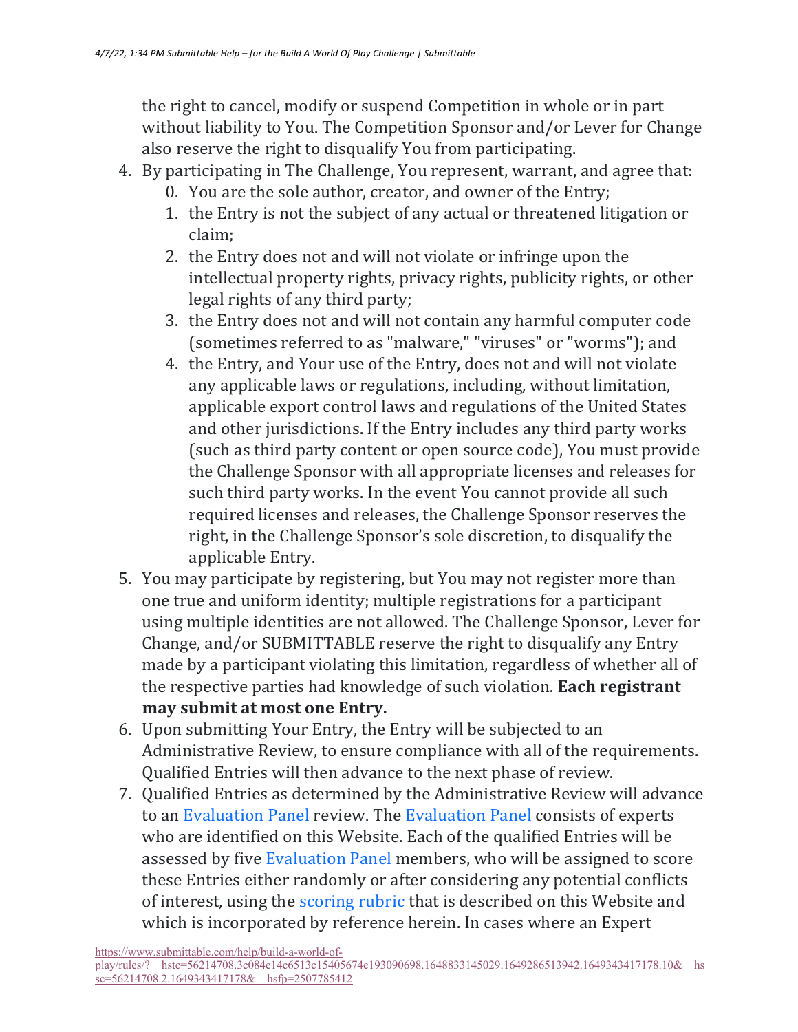the right to cancel, modify or suspend Competition in whole or in part without liability to You. The Competition Sponsor and/or Lever for Change also reserve the right to disqualify You from participating.

4. By participating in The Challenge, You represent, warrant, and agree that:
    0. You are the sole author, creator, and owner of the Entry;
    1. the Entry is not the subject of any actual or threatened litigation or claim;
    2. the Entry does not and will not violate or infringe upon the intellectual property rights, privacy rights, publicity rights, or other legal rights of any third party;
    3. the Entry does not and will not contain any harmful computer code (sometimes referred to as "malware," "viruses" or "worms"); and
    4. the Entry, and Your use of the Entry, does not and will not violate any applicable laws or regulations, including, without limitation, applicable export control laws and regulations of the United States and other jurisdictions. If the Entry includes any third party works (such as third party content or open source code), You must provide the Challenge Sponsor with all appropriate licenses and releases for such third party works. In the event You cannot provide all such required licenses and releases, the Challenge Sponsor reserves the right, in the Challenge Sponsor's sole discretion, to disqualify the applicable Entry.
5. You may participate by registering, but You may not register more than one true and uniform identity; multiple registrations for a participant using multiple identities are not allowed. The Challenge Sponsor, Lever for Change, and/or SUBMITTABLE reserve the right to disqualify any Entry made by a participant violating this limitation, regardless of whether all of the respective parties had knowledge of such violation. **Each registrant may submit at most one Entry.**
6. Upon submitting Your Entry, the Entry will be subjected to an Administrative Review, to ensure compliance with all of the requirements. Qualified Entries will then advance to the next phase of review.
7. Qualified Entries as determined by the Administrative Review will advance to an Evaluation Panel review. The Evaluation Panel consists of experts who are identified on this Website. Each of the qualified Entries will be assessed by five Evaluation Panel members, who will be assigned to score these Entries either randomly or after considering any potential conflicts of interest, using the scoring rubric that is described on this Website and which is incorporated by reference herein. In cases where an Expert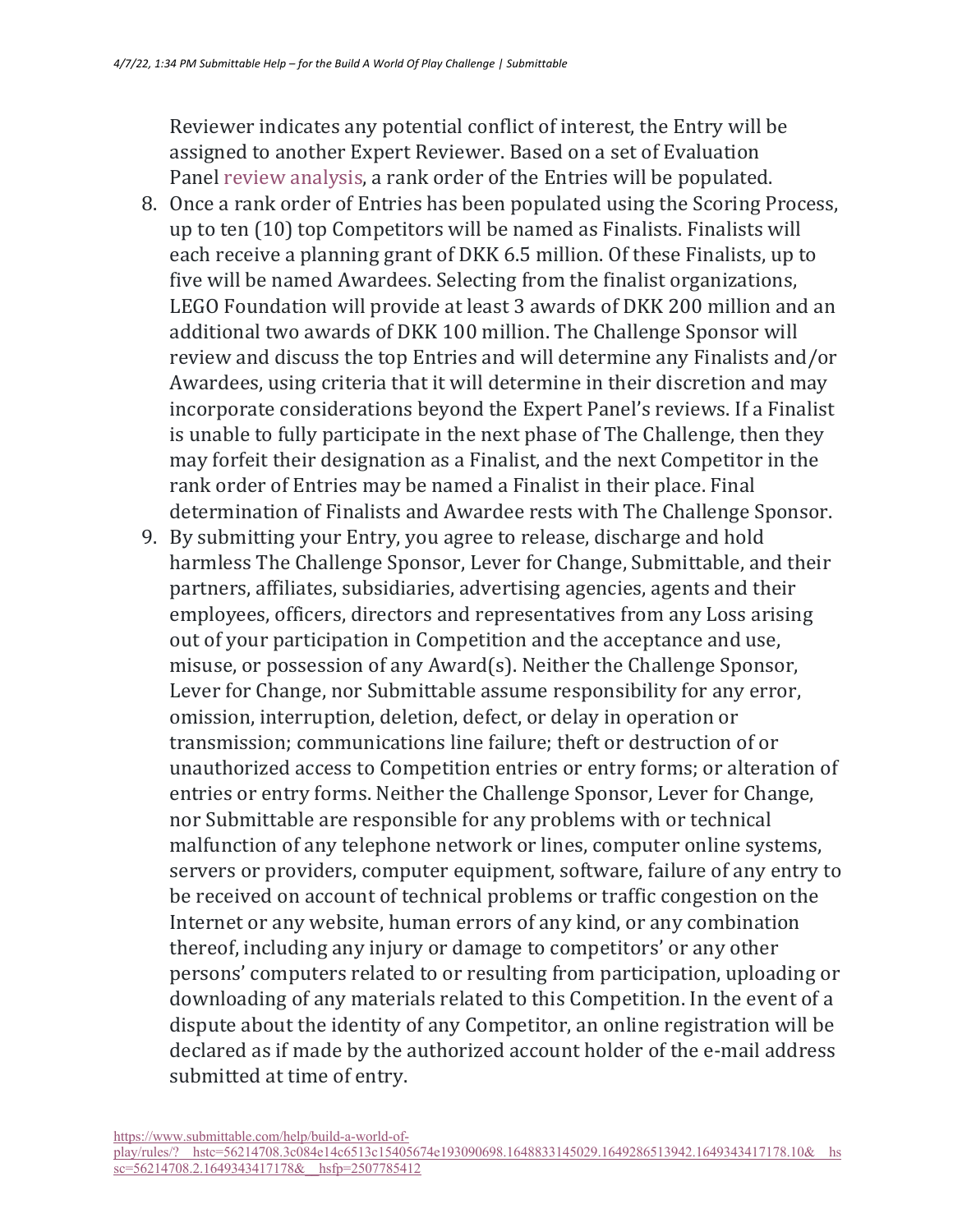Reviewer indicates any potential conflict of interest, the Entry will be assigned to another Expert Reviewer. Based on a set of Evaluation Panel review analysis, a rank order of the Entries will be populated.

8. Once a rank order of Entries has been populated using the Scoring Process, up to ten (10) top Competitors will be named as Finalists. Finalists will each receive a planning grant of DKK 6.5 million. Of these Finalists, up to five will be named Awardees. Selecting from the finalist organizations, LEGO Foundation will provide at least 3 awards of DKK 200 million and an additional two awards of DKK 100 million. The Challenge Sponsor will review and discuss the top Entries and will determine any Finalists and/or Awardees, using criteria that it will determine in their discretion and may incorporate considerations beyond the Expert Panel's reviews. If a Finalist is unable to fully participate in the next phase of The Challenge, then they may forfeit their designation as a Finalist, and the next Competitor in the rank order of Entries may be named a Finalist in their place. Final determination of Finalists and Awardee rests with The Challenge Sponsor.
9. By submitting your Entry, you agree to release, discharge and hold harmless The Challenge Sponsor, Lever for Change, Submittable, and their partners, affiliates, subsidiaries, advertising agencies, agents and their employees, officers, directors and representatives from any Loss arising out of your participation in Competition and the acceptance and use, misuse, or possession of any Award(s). Neither the Challenge Sponsor, Lever for Change, nor Submittable assume responsibility for any error, omission, interruption, deletion, defect, or delay in operation or transmission; communications line failure; theft or destruction of or unauthorized access to Competition entries or entry forms; or alteration of entries or entry forms. Neither the Challenge Sponsor, Lever for Change, nor Submittable are responsible for any problems with or technical malfunction of any telephone network or lines, computer online systems, servers or providers, computer equipment, software, failure of any entry to be received on account of technical problems or traffic congestion on the Internet or any website, human errors of any kind, or any combination thereof, including any injury or damage to competitors' or any other persons' computers related to or resulting from participation, uploading or downloading of any materials related to this Competition. In the event of a dispute about the identity of any Competitor, an online registration will be declared as if made by the authorized account holder of the e-mail address submitted at time of entry.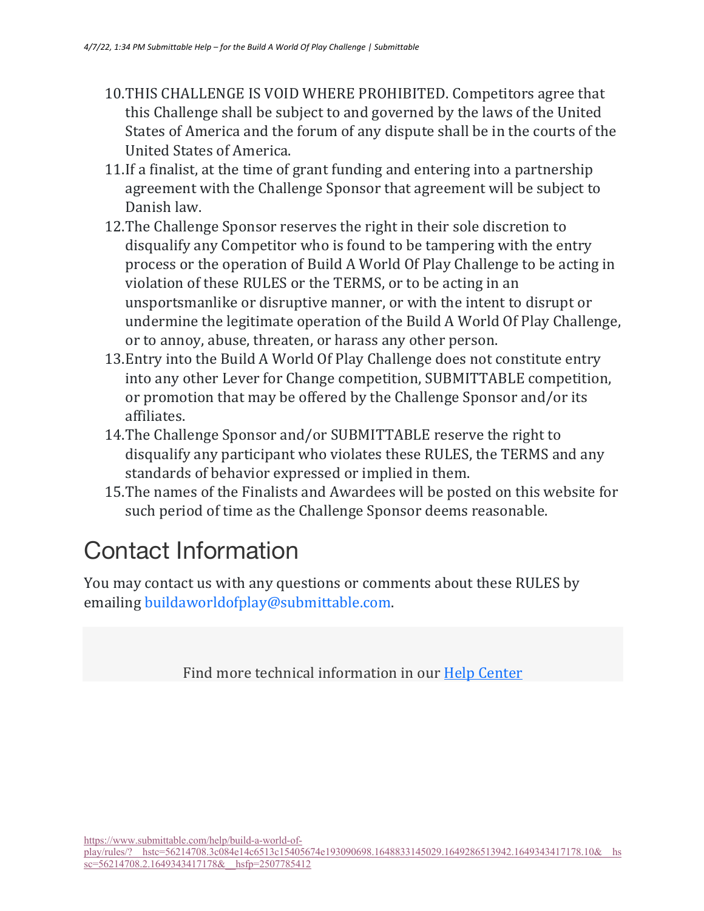10. THIS CHALLENGE IS VOID WHERE PROHIBITED. Competitors agree that this Challenge shall be subject to and governed by the laws of the United States of America and the forum of any dispute shall be in the courts of the United States of America.
11. If a finalist, at the time of grant funding and entering into a partnership agreement with the Challenge Sponsor that agreement will be subject to Danish law.
12. The Challenge Sponsor reserves the right in their sole discretion to disqualify any Competitor who is found to be tampering with the entry process or the operation of Build A World Of Play Challenge to be acting in violation of these RULES or the TERMS, or to be acting in an unsportsmanlike or disruptive manner, or with the intent to disrupt or undermine the legitimate operation of the Build A World Of Play Challenge, or to annoy, abuse, threaten, or harass any other person.
13. Entry into the Build A World Of Play Challenge does not constitute entry into any other Lever for Change competition, SUBMITTABLE competition, or promotion that may be offered by the Challenge Sponsor and/or its affiliates.
14. The Challenge Sponsor and/or SUBMITTABLE reserve the right to disqualify any participant who violates these RULES, the TERMS and any standards of behavior expressed or implied in them.
15. The names of the Finalists and Awardees will be posted on this website for such period of time as the Challenge Sponsor deems reasonable.

# Contact Information

You may contact us with any questions or comments about these RULES by emailing buildaworldofplay@submittable.com.

Find more technical information in our Help Center